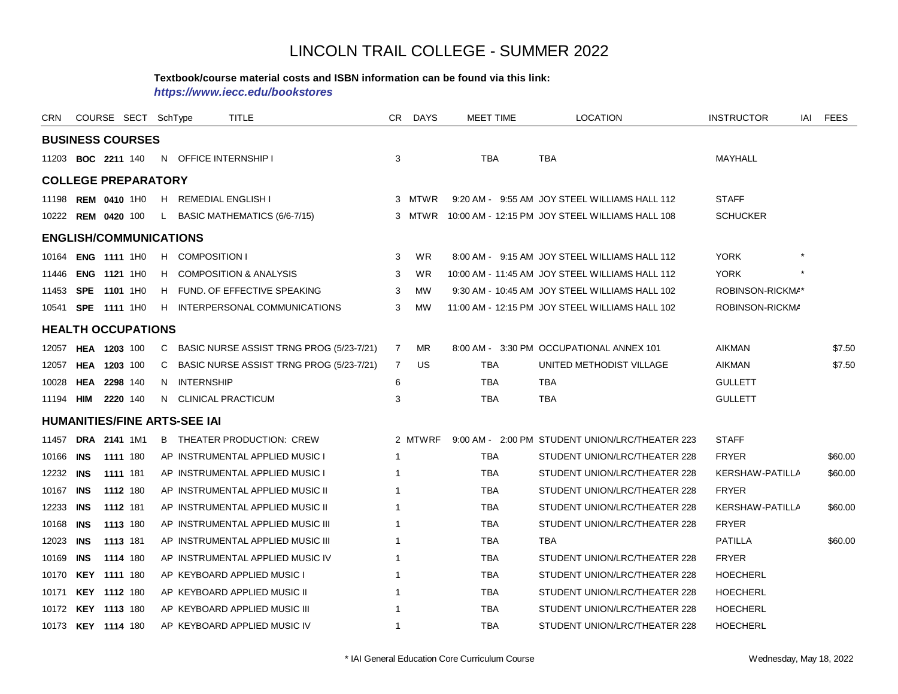# LINCOLN TRAIL COLLEGE - SUMMER 2022

**Textbook/course material costs and ISBN information can be found via this link:**
***https://www.iecc.edu/bookstores***

| CRN | COURSE | SECT | SchType | TITLE | CR | DAYS | MEET TIME | LOCATION | INSTRUCTOR | IAI | FEES |
|---|---|---|---|---|---|---|---|---|---|---|---|
| **BUSINESS COURSES** | | | | | | | | | | | |
| 11203 | **BOC 2211** | 140 | N | OFFICE INTERNSHIP I | 3 | | TBA | TBA | MAYHALL | | |
| **COLLEGE PREPARATORY** | | | | | | | | | | | |
| 11198 | **REM 0410** | 1H0 | H | REMEDIAL ENGLISH I | 3 | MTWR | 9:20 AM - 9:55 AM | JOY STEEL WILLIAMS HALL 112 | STAFF | | |
| 10222 | **REM 0420** | 100 | L | BASIC MATHEMATICS (6/6-7/15) | 3 | MTWR | 10:00 AM - 12:15 PM | JOY STEEL WILLIAMS HALL 108 | SCHUCKER | | |
| **ENGLISH/COMMUNICATIONS** | | | | | | | | | | | |
| 10164 | **ENG 1111** | 1H0 | H | COMPOSITION I | 3 | WR | 8:00 AM - 9:15 AM | JOY STEEL WILLIAMS HALL 112 | YORK | * | |
| 11446 | **ENG 1121** | 1H0 | H | COMPOSITION & ANALYSIS | 3 | WR | 10:00 AM - 11:45 AM | JOY STEEL WILLIAMS HALL 112 | YORK | * | |
| 11453 | **SPE 1101** | 1H0 | H | FUND. OF EFFECTIVE SPEAKING | 3 | MW | 9:30 AM - 10:45 AM | JOY STEEL WILLIAMS HALL 102 | ROBINSON-RICKMA | * | |
| 10541 | **SPE 1111** | 1H0 | H | INTERPERSONAL COMMUNICATIONS | 3 | MW | 11:00 AM - 12:15 PM | JOY STEEL WILLIAMS HALL 102 | ROBINSON-RICKMA | | |
| **HEALTH OCCUPATIONS** | | | | | | | | | | | |
| 12057 | **HEA 1203** | 100 | C | BASIC NURSE ASSIST TRNG PROG (5/23-7/21) | 7 | MR | 8:00 AM - 3:30 PM | OCCUPATIONAL ANNEX 101 | AIKMAN | | $7.50 |
| 12057 | **HEA 1203** | 100 | C | BASIC NURSE ASSIST TRNG PROG (5/23-7/21) | 7 | US | TBA | UNITED METHODIST VILLAGE | AIKMAN | | $7.50 |
| 10028 | **HEA 2298** | 140 | N | INTERNSHIP | 6 | | TBA | TBA | GULLETT | | |
| 11194 | **HIM 2220** | 140 | N | CLINICAL PRACTICUM | 3 | | TBA | TBA | GULLETT | | |
| **HUMANITIES/FINE ARTS-SEE IAI** | | | | | | | | | | | |
| 11457 | **DRA 2141** | 1M1 | B | THEATER PRODUCTION: CREW | 2 | MTWRF | 9:00 AM - 2:00 PM | STUDENT UNION/LRC/THEATER 223 | STAFF | | |
| 10166 | **INS 1111** | 180 | AP | INSTRUMENTAL APPLIED MUSIC I | 1 | | TBA | STUDENT UNION/LRC/THEATER 228 | FRYER | | $60.00 |
| 12232 | **INS 1111** | 181 | AP | INSTRUMENTAL APPLIED MUSIC I | 1 | | TBA | STUDENT UNION/LRC/THEATER 228 | KERSHAW-PATILLA | | $60.00 |
| 10167 | **INS 1112** | 180 | AP | INSTRUMENTAL APPLIED MUSIC II | 1 | | TBA | STUDENT UNION/LRC/THEATER 228 | FRYER | | |
| 12233 | **INS 1112** | 181 | AP | INSTRUMENTAL APPLIED MUSIC II | 1 | | TBA | STUDENT UNION/LRC/THEATER 228 | KERSHAW-PATILLA | | $60.00 |
| 10168 | **INS 1113** | 180 | AP | INSTRUMENTAL APPLIED MUSIC III | 1 | | TBA | STUDENT UNION/LRC/THEATER 228 | FRYER | | |
| 12023 | **INS 1113** | 181 | AP | INSTRUMENTAL APPLIED MUSIC III | 1 | | TBA | TBA | PATILLA | | $60.00 |
| 10169 | **INS 1114** | 180 | AP | INSTRUMENTAL APPLIED MUSIC IV | 1 | | TBA | STUDENT UNION/LRC/THEATER 228 | FRYER | | |
| 10170 | **KEY 1111** | 180 | AP | KEYBOARD APPLIED MUSIC I | 1 | | TBA | STUDENT UNION/LRC/THEATER 228 | HOECHERL | | |
| 10171 | **KEY 1112** | 180 | AP | KEYBOARD APPLIED MUSIC II | 1 | | TBA | STUDENT UNION/LRC/THEATER 228 | HOECHERL | | |
| 10172 | **KEY 1113** | 180 | AP | KEYBOARD APPLIED MUSIC III | 1 | | TBA | STUDENT UNION/LRC/THEATER 228 | HOECHERL | | |
| 10173 | **KEY 1114** | 180 | AP | KEYBOARD APPLIED MUSIC IV | 1 | | TBA | STUDENT UNION/LRC/THEATER 228 | HOECHERL | | |

\* IAI General Education Core Curriculum Course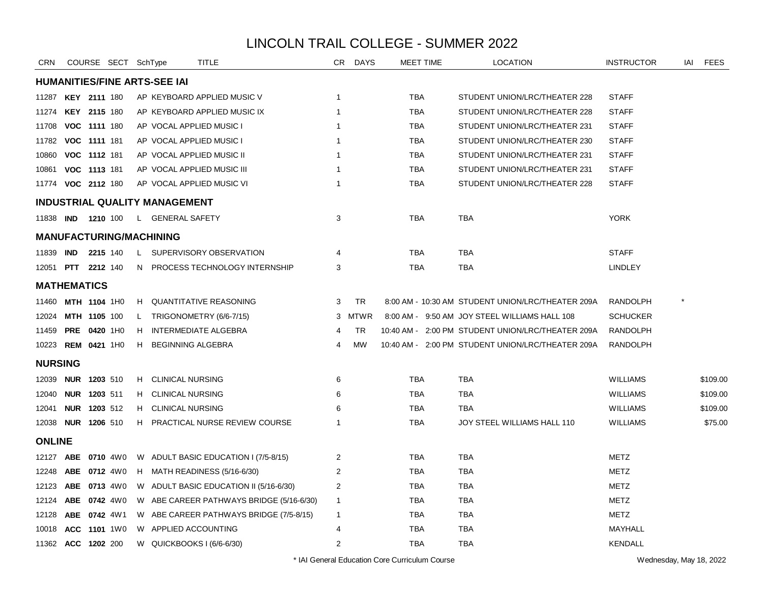# LINCOLN TRAIL COLLEGE - SUMMER 2022

| CRN | COURSE | SECT | SchType | TITLE | CR | DAYS | MEET TIME | LOCATION | INSTRUCTOR | IAI | FEES |
|---|---|---|---|---|---|---|---|---|---|---|---|
| **HUMANITIES/FINE ARTS-SEE IAI** | | | | | | | | | | | |
| 11287 | **KEY 2111** | 180 | AP | KEYBOARD APPLIED MUSIC V | 1 | | TBA | STUDENT UNION/LRC/THEATER 228 | STAFF | | |
| 11274 | **KEY 2115** | 180 | AP | KEYBOARD APPLIED MUSIC IX | 1 | | TBA | STUDENT UNION/LRC/THEATER 228 | STAFF | | |
| 11708 | **VOC 1111** | 180 | AP | VOCAL APPLIED MUSIC I | 1 | | TBA | STUDENT UNION/LRC/THEATER 231 | STAFF | | |
| 11782 | **VOC 1111** | 181 | AP | VOCAL APPLIED MUSIC I | 1 | | TBA | STUDENT UNION/LRC/THEATER 230 | STAFF | | |
| 10860 | **VOC 1112** | 181 | AP | VOCAL APPLIED MUSIC II | 1 | | TBA | STUDENT UNION/LRC/THEATER 231 | STAFF | | |
| 10861 | **VOC 1113** | 181 | AP | VOCAL APPLIED MUSIC III | 1 | | TBA | STUDENT UNION/LRC/THEATER 231 | STAFF | | |
| 11774 | **VOC 2112** | 180 | AP | VOCAL APPLIED MUSIC VI | 1 | | TBA | STUDENT UNION/LRC/THEATER 228 | STAFF | | |
| **INDUSTRIAL QUALITY MANAGEMENT** | | | | | | | | | | | |
| 11838 | **IND 1210** | 100 | L | GENERAL SAFETY | 3 | | TBA | TBA | YORK | | |
| **MANUFACTURING/MACHINING** | | | | | | | | | | | |
| 11839 | **IND 2215** | 140 | L | SUPERVISORY OBSERVATION | 4 | | TBA | TBA | STAFF | | |
| 12051 | **PTT 2212** | 140 | N | PROCESS TECHNOLOGY INTERNSHIP | 3 | | TBA | TBA | LINDLEY | | |
| **MATHEMATICS** | | | | | | | | | | | |
| 11460 | **MTH 1104** | 1H0 | H | QUANTITATIVE REASONING | 3 | TR | 8:00 AM - 10:30 AM | STUDENT UNION/LRC/THEATER 209A | RANDOLPH | * | |
| 12024 | **MTH 1105** | 100 | L | TRIGONOMETRY (6/6-7/15) | 3 | MTWR | 8:00 AM - 9:50 AM | JOY STEEL WILLIAMS HALL 108 | SCHUCKER | | |
| 11459 | **PRE 0420** | 1H0 | H | INTERMEDIATE ALGEBRA | 4 | TR | 10:40 AM - 2:00 PM | STUDENT UNION/LRC/THEATER 209A | RANDOLPH | | |
| 10223 | **REM 0421** | 1H0 | H | BEGINNING ALGEBRA | 4 | MW | 10:40 AM - 2:00 PM | STUDENT UNION/LRC/THEATER 209A | RANDOLPH | | |
| **NURSING** | | | | | | | | | | | |
| 12039 | **NUR 1203** | 510 | H | CLINICAL NURSING | 6 | | TBA | TBA | WILLIAMS | | $109.00 |
| 12040 | **NUR 1203** | 511 | H | CLINICAL NURSING | 6 | | TBA | TBA | WILLIAMS | | $109.00 |
| 12041 | **NUR 1203** | 512 | H | CLINICAL NURSING | 6 | | TBA | TBA | WILLIAMS | | $109.00 |
| 12038 | **NUR 1206** | 510 | H | PRACTICAL NURSE REVIEW COURSE | 1 | | TBA | JOY STEEL WILLIAMS HALL 110 | WILLIAMS | | $75.00 |
| **ONLINE** | | | | | | | | | | | |
| 12127 | **ABE 0710** | 4W0 | W | ADULT BASIC EDUCATION I (7/5-8/15) | 2 | | TBA | TBA | METZ | | |
| 12248 | **ABE 0712** | 4W0 | H | MATH READINESS (5/16-6/30) | 2 | | TBA | TBA | METZ | | |
| 12123 | **ABE 0713** | 4W0 | W | ADULT BASIC EDUCATION II (5/16-6/30) | 2 | | TBA | TBA | METZ | | |
| 12124 | **ABE 0742** | 4W0 | W | ABE CAREER PATHWAYS BRIDGE (5/16-6/30) | 1 | | TBA | TBA | METZ | | |
| 12128 | **ABE 0742** | 4W1 | W | ABE CAREER PATHWAYS BRIDGE (7/5-8/15) | 1 | | TBA | TBA | METZ | | |
| 10018 | **ACC 1101** | 1W0 | W | APPLIED ACCOUNTING | 4 | | TBA | TBA | MAYHALL | | |
| 11362 | **ACC 1202** | 200 | W | QUICKBOOKS I (6/6-6/30) | 2 | | TBA | TBA | KENDALL | | |

\* IAI General Education Core Curriculum Course

Wednesday, May 18, 2022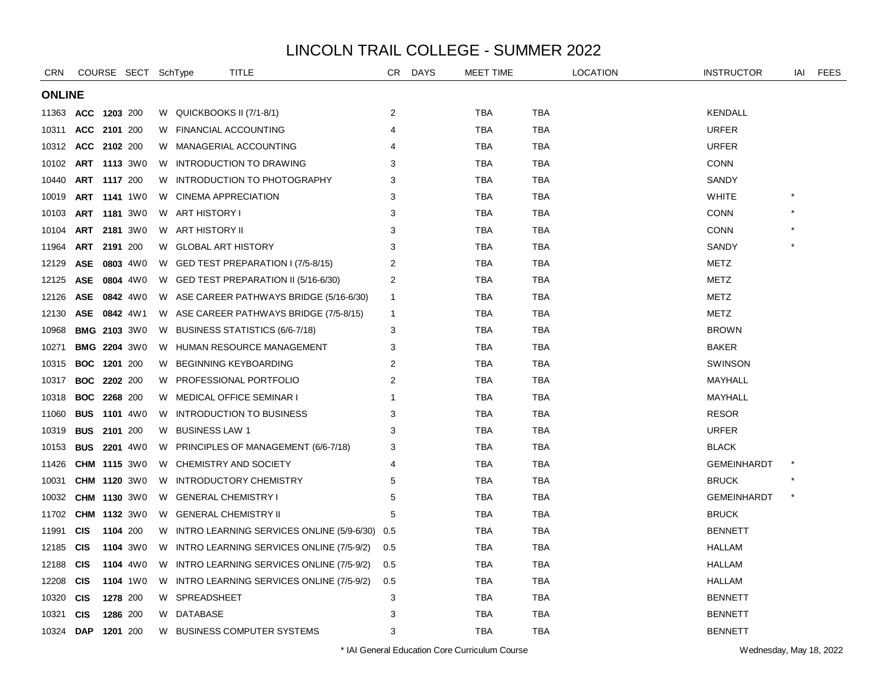# LINCOLN TRAIL COLLEGE - SUMMER 2022

## ONLINE

| CRN | COURSE | | SECT | SchType | TITLE | CR | DAYS | MEET TIME | LOCATION | INSTRUCTOR | IAI | FEES |
|---|---|---|---|---|---|---|---|---|---|---|---|---|
| 11363 | **ACC** | **1203** | 200 | W | QUICKBOOKS II (7/1-8/1) | 2 | | TBA | TBA | KENDALL | | |
| 10311 | **ACC** | **2101** | 200 | W | FINANCIAL ACCOUNTING | 4 | | TBA | TBA | URFER | | |
| 10312 | **ACC** | **2102** | 200 | W | MANAGERIAL ACCOUNTING | 4 | | TBA | TBA | URFER | | |
| 10102 | **ART** | **1113** | 3W0 | W | INTRODUCTION TO DRAWING | 3 | | TBA | TBA | CONN | | |
| 10440 | **ART** | **1117** | 200 | W | INTRODUCTION TO PHOTOGRAPHY | 3 | | TBA | TBA | SANDY | | |
| 10019 | **ART** | **1141** | 1W0 | W | CINEMA APPRECIATION | 3 | | TBA | TBA | WHITE | * | |
| 10103 | **ART** | **1181** | 3W0 | W | ART HISTORY I | 3 | | TBA | TBA | CONN | * | |
| 10104 | **ART** | **2181** | 3W0 | W | ART HISTORY II | 3 | | TBA | TBA | CONN | * | |
| 11964 | **ART** | **2191** | 200 | W | GLOBAL ART HISTORY | 3 | | TBA | TBA | SANDY | * | |
| 12129 | **ASE** | **0803** | 4W0 | W | GED TEST PREPARATION I (7/5-8/15) | 2 | | TBA | TBA | METZ | | |
| 12125 | **ASE** | **0804** | 4W0 | W | GED TEST PREPARATION II (5/16-6/30) | 2 | | TBA | TBA | METZ | | |
| 12126 | **ASE** | **0842** | 4W0 | W | ASE CAREER PATHWAYS BRIDGE (5/16-6/30) | 1 | | TBA | TBA | METZ | | |
| 12130 | **ASE** | **0842** | 4W1 | W | ASE CAREER PATHWAYS BRIDGE (7/5-8/15) | 1 | | TBA | TBA | METZ | | |
| 10968 | **BMG** | **2103** | 3W0 | W | BUSINESS STATISTICS (6/6-7/18) | 3 | | TBA | TBA | BROWN | | |
| 10271 | **BMG** | **2204** | 3W0 | W | HUMAN RESOURCE MANAGEMENT | 3 | | TBA | TBA | BAKER | | |
| 10315 | **BOC** | **1201** | 200 | W | BEGINNING KEYBOARDING | 2 | | TBA | TBA | SWINSON | | |
| 10317 | **BOC** | **2202** | 200 | W | PROFESSIONAL PORTFOLIO | 2 | | TBA | TBA | MAYHALL | | |
| 10318 | **BOC** | **2268** | 200 | W | MEDICAL OFFICE SEMINAR I | 1 | | TBA | TBA | MAYHALL | | |
| 11060 | **BUS** | **1101** | 4W0 | W | INTRODUCTION TO BUSINESS | 3 | | TBA | TBA | RESOR | | |
| 10319 | **BUS** | **2101** | 200 | W | BUSINESS LAW 1 | 3 | | TBA | TBA | URFER | | |
| 10153 | **BUS** | **2201** | 4W0 | W | PRINCIPLES OF MANAGEMENT (6/6-7/18) | 3 | | TBA | TBA | BLACK | | |
| 11426 | **CHM** | **1115** | 3W0 | W | CHEMISTRY AND SOCIETY | 4 | | TBA | TBA | GEMEINHARDT | * | |
| 10031 | **CHM** | **1120** | 3W0 | W | INTRODUCTORY CHEMISTRY | 5 | | TBA | TBA | BRUCK | * | |
| 10032 | **CHM** | **1130** | 3W0 | W | GENERAL CHEMISTRY I | 5 | | TBA | TBA | GEMEINHARDT | * | |
| 11702 | **CHM** | **1132** | 3W0 | W | GENERAL CHEMISTRY II | 5 | | TBA | TBA | BRUCK | | |
| 11991 | **CIS** | **1104** | 200 | W | INTRO LEARNING SERVICES ONLINE (5/9-6/30) | 0.5 | | TBA | TBA | BENNETT | | |
| 12185 | **CIS** | **1104** | 3W0 | W | INTRO LEARNING SERVICES ONLINE (7/5-9/2) | 0.5 | | TBA | TBA | HALLAM | | |
| 12188 | **CIS** | **1104** | 4W0 | W | INTRO LEARNING SERVICES ONLINE (7/5-9/2) | 0.5 | | TBA | TBA | HALLAM | | |
| 12208 | **CIS** | **1104** | 1W0 | W | INTRO LEARNING SERVICES ONLINE (7/5-9/2) | 0.5 | | TBA | TBA | HALLAM | | |
| 10320 | **CIS** | **1278** | 200 | W | SPREADSHEET | 3 | | TBA | TBA | BENNETT | | |
| 10321 | **CIS** | **1286** | 200 | W | DATABASE | 3 | | TBA | TBA | BENNETT | | |
| 10324 | **DAP** | **1201** | 200 | W | BUSINESS COMPUTER SYSTEMS | 3 | | TBA | TBA | BENNETT | | |

\* IAI General Education Core Curriculum Course

Wednesday, May 18, 2022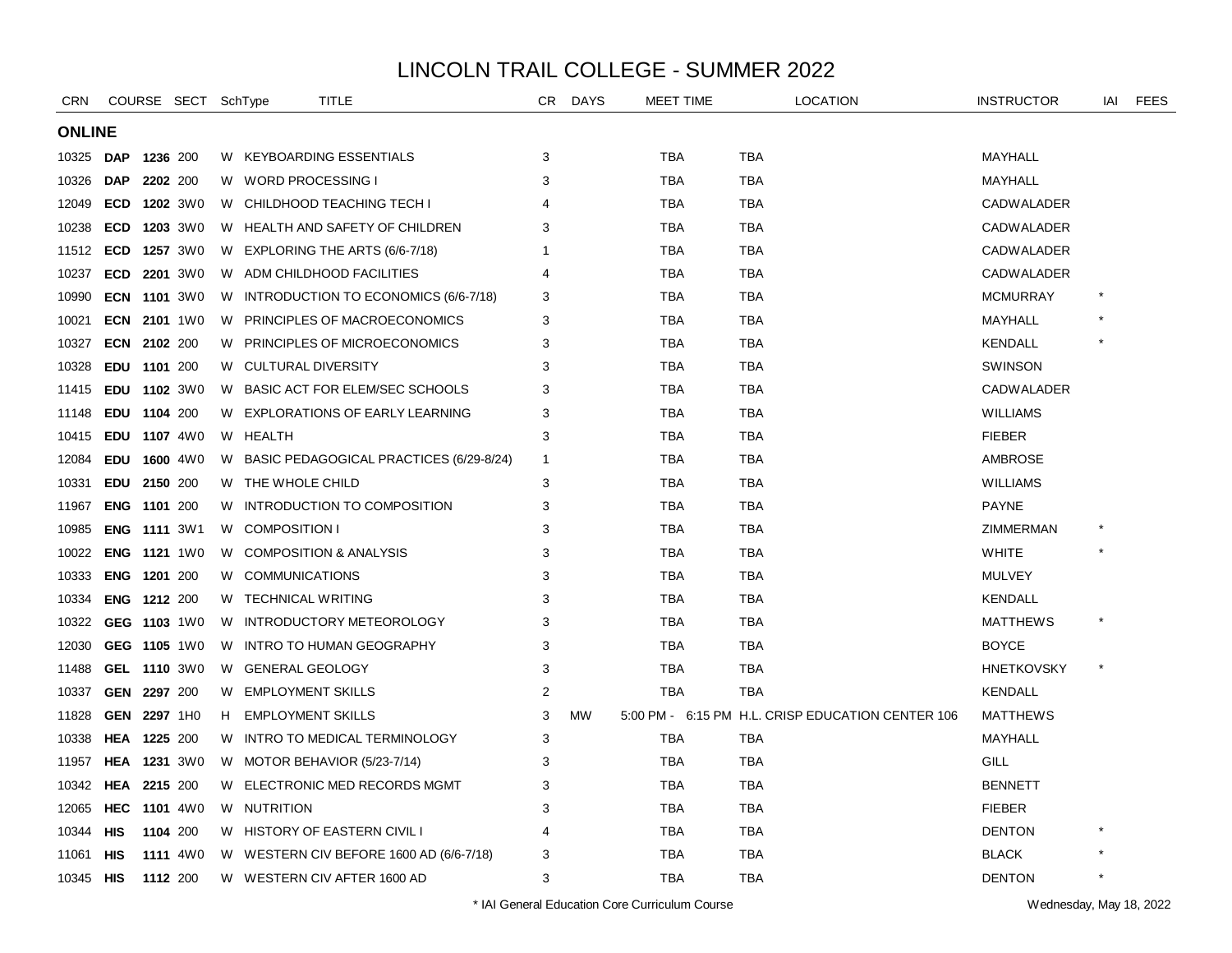# LINCOLN TRAIL COLLEGE - SUMMER 2022

| CRN | COURSE | | SECT | SchType | TITLE | CR | DAYS | MEET TIME | LOCATION | INSTRUCTOR | IAI | FEES |
|---|---|---|---|---|---|---|---|---|---|---|---|---|
| **ONLINE** | | | | | | | | | | | | |
| 10325 | **DAP** | **1236** | 200 | W | KEYBOARDING ESSENTIALS | 3 | | TBA | TBA | MAYHALL | | |
| 10326 | **DAP** | **2202** | 200 | W | WORD PROCESSING I | 3 | | TBA | TBA | MAYHALL | | |
| 12049 | **ECD** | **1202** | 3W0 | W | CHILDHOOD TEACHING TECH I | 4 | | TBA | TBA | CADWALADER | | |
| 10238 | **ECD** | **1203** | 3W0 | W | HEALTH AND SAFETY OF CHILDREN | 3 | | TBA | TBA | CADWALADER | | |
| 11512 | **ECD** | **1257** | 3W0 | W | EXPLORING THE ARTS (6/6-7/18) | 1 | | TBA | TBA | CADWALADER | | |
| 10237 | **ECD** | **2201** | 3W0 | W | ADM CHILDHOOD FACILITIES | 4 | | TBA | TBA | CADWALADER | | |
| 10990 | **ECN** | **1101** | 3W0 | W | INTRODUCTION TO ECONOMICS (6/6-7/18) | 3 | | TBA | TBA | MCMURRAY | * | |
| 10021 | **ECN** | **2101** | 1W0 | W | PRINCIPLES OF MACROECONOMICS | 3 | | TBA | TBA | MAYHALL | * | |
| 10327 | **ECN** | **2102** | 200 | W | PRINCIPLES OF MICROECONOMICS | 3 | | TBA | TBA | KENDALL | * | |
| 10328 | **EDU** | **1101** | 200 | W | CULTURAL DIVERSITY | 3 | | TBA | TBA | SWINSON | | |
| 11415 | **EDU** | **1102** | 3W0 | W | BASIC ACT FOR ELEM/SEC SCHOOLS | 3 | | TBA | TBA | CADWALADER | | |
| 11148 | **EDU** | **1104** | 200 | W | EXPLORATIONS OF EARLY LEARNING | 3 | | TBA | TBA | WILLIAMS | | |
| 10415 | **EDU** | **1107** | 4W0 | W | HEALTH | 3 | | TBA | TBA | FIEBER | | |
| 12084 | **EDU** | **1600** | 4W0 | W | BASIC PEDAGOGICAL PRACTICES (6/29-8/24) | 1 | | TBA | TBA | AMBROSE | | |
| 10331 | **EDU** | **2150** | 200 | W | THE WHOLE CHILD | 3 | | TBA | TBA | WILLIAMS | | |
| 11967 | **ENG** | **1101** | 200 | W | INTRODUCTION TO COMPOSITION | 3 | | TBA | TBA | PAYNE | | |
| 10985 | **ENG** | **1111** | 3W1 | W | COMPOSITION I | 3 | | TBA | TBA | ZIMMERMAN | * | |
| 10022 | **ENG** | **1121** | 1W0 | W | COMPOSITION & ANALYSIS | 3 | | TBA | TBA | WHITE | * | |
| 10333 | **ENG** | **1201** | 200 | W | COMMUNICATIONS | 3 | | TBA | TBA | MULVEY | | |
| 10334 | **ENG** | **1212** | 200 | W | TECHNICAL WRITING | 3 | | TBA | TBA | KENDALL | | |
| 10322 | **GEG** | **1103** | 1W0 | W | INTRODUCTORY METEOROLOGY | 3 | | TBA | TBA | MATTHEWS | * | |
| 12030 | **GEG** | **1105** | 1W0 | W | INTRO TO HUMAN GEOGRAPHY | 3 | | TBA | TBA | BOYCE | | |
| 11488 | **GEL** | **1110** | 3W0 | W | GENERAL GEOLOGY | 3 | | TBA | TBA | HNETKOVSKY | * | |
| 10337 | **GEN** | **2297** | 200 | W | EMPLOYMENT SKILLS | 2 | | TBA | TBA | KENDALL | | |
| 11828 | **GEN** | **2297** | 1H0 | H | EMPLOYMENT SKILLS | 3 | MW | 5:00 PM - 6:15 PM | H.L. CRISP EDUCATION CENTER 106 | MATTHEWS | | |
| 10338 | **HEA** | **1225** | 200 | W | INTRO TO MEDICAL TERMINOLOGY | 3 | | TBA | TBA | MAYHALL | | |
| 11957 | **HEA** | **1231** | 3W0 | W | MOTOR BEHAVIOR (5/23-7/14) | 3 | | TBA | TBA | GILL | | |
| 10342 | **HEA** | **2215** | 200 | W | ELECTRONIC MED RECORDS MGMT | 3 | | TBA | TBA | BENNETT | | |
| 12065 | **HEC** | **1101** | 4W0 | W | NUTRITION | 3 | | TBA | TBA | FIEBER | | |
| 10344 | **HIS** | **1104** | 200 | W | HISTORY OF EASTERN CIVIL I | 4 | | TBA | TBA | DENTON | * | |
| 11061 | **HIS** | **1111** | 4W0 | W | WESTERN CIV BEFORE 1600 AD (6/6-7/18) | 3 | | TBA | TBA | BLACK | * | |
| 10345 | **HIS** | **1112** | 200 | W | WESTERN CIV AFTER 1600 AD | 3 | | TBA | TBA | DENTON | * | |

\* IAI General Education Core Curriculum Course

Wednesday, May 18, 2022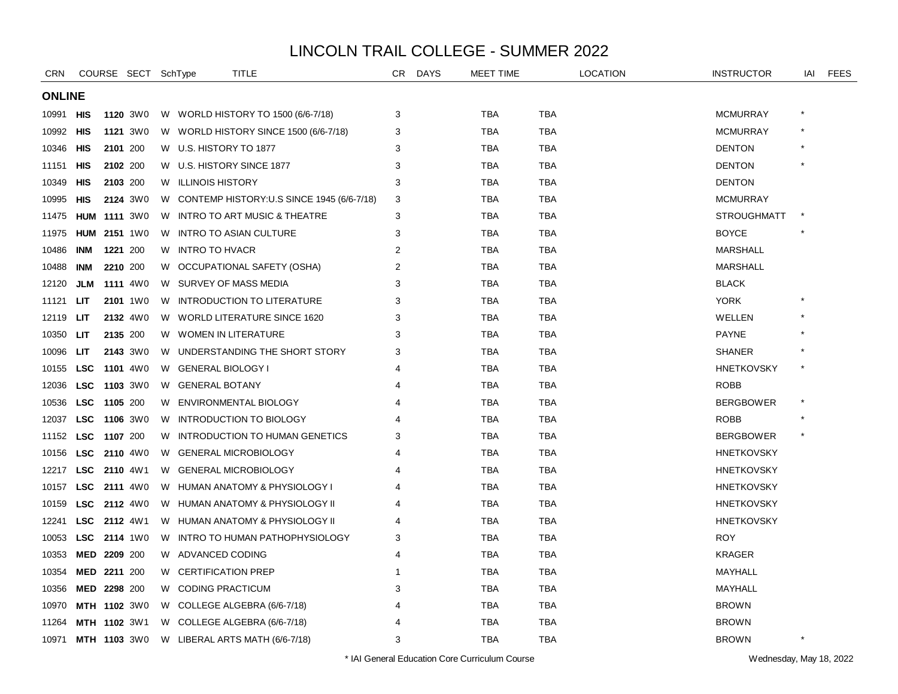# LINCOLN TRAIL COLLEGE - SUMMER 2022

## ONLINE

| CRN | COURSE | | SECT | SchType | TITLE | CR | DAYS | MEET TIME | LOCATION | INSTRUCTOR | IAI | FEES |
|---|---|---|---|---|---|---|---|---|---|---|---|---|
| 10991 | **HIS** | **1120** | 3W0 | W | WORLD HISTORY TO 1500 (6/6-7/18) | 3 | | TBA | TBA | MCMURRAY | * | |
| 10992 | **HIS** | **1121** | 3W0 | W | WORLD HISTORY SINCE 1500 (6/6-7/18) | 3 | | TBA | TBA | MCMURRAY | * | |
| 10346 | **HIS** | **2101** | 200 | W | U.S. HISTORY TO 1877 | 3 | | TBA | TBA | DENTON | * | |
| 11151 | **HIS** | **2102** | 200 | W | U.S. HISTORY SINCE 1877 | 3 | | TBA | TBA | DENTON | * | |
| 10349 | **HIS** | **2103** | 200 | W | ILLINOIS HISTORY | 3 | | TBA | TBA | DENTON | | |
| 10995 | **HIS** | **2124** | 3W0 | W | CONTEMP HISTORY:U.S SINCE 1945 (6/6-7/18) | 3 | | TBA | TBA | MCMURRAY | | |
| 11475 | **HUM** | **1111** | 3W0 | W | INTRO TO ART MUSIC & THEATRE | 3 | | TBA | TBA | STROUGHMATT | * | |
| 11975 | **HUM** | **2151** | 1W0 | W | INTRO TO ASIAN CULTURE | 3 | | TBA | TBA | BOYCE | * | |
| 10486 | **INM** | **1221** | 200 | W | INTRO TO HVACR | 2 | | TBA | TBA | MARSHALL | | |
| 10488 | **INM** | **2210** | 200 | W | OCCUPATIONAL SAFETY (OSHA) | 2 | | TBA | TBA | MARSHALL | | |
| 12120 | **JLM** | **1111** | 4W0 | W | SURVEY OF MASS MEDIA | 3 | | TBA | TBA | BLACK | | |
| 11121 | **LIT** | **2101** | 1W0 | W | INTRODUCTION TO LITERATURE | 3 | | TBA | TBA | YORK | * | |
| 12119 | **LIT** | **2132** | 4W0 | W | WORLD LITERATURE SINCE 1620 | 3 | | TBA | TBA | WELLEN | * | |
| 10350 | **LIT** | **2135** | 200 | W | WOMEN IN LITERATURE | 3 | | TBA | TBA | PAYNE | * | |
| 10096 | **LIT** | **2143** | 3W0 | W | UNDERSTANDING THE SHORT STORY | 3 | | TBA | TBA | SHANER | * | |
| 10155 | **LSC** | **1101** | 4W0 | W | GENERAL BIOLOGY I | 4 | | TBA | TBA | HNETKOVSKY | * | |
| 12036 | **LSC** | **1103** | 3W0 | W | GENERAL BOTANY | 4 | | TBA | TBA | ROBB | | |
| 10536 | **LSC** | **1105** | 200 | W | ENVIRONMENTAL BIOLOGY | 4 | | TBA | TBA | BERGBOWER | * | |
| 12037 | **LSC** | **1106** | 3W0 | W | INTRODUCTION TO BIOLOGY | 4 | | TBA | TBA | ROBB | * | |
| 11152 | **LSC** | **1107** | 200 | W | INTRODUCTION TO HUMAN GENETICS | 3 | | TBA | TBA | BERGBOWER | * | |
| 10156 | **LSC** | **2110** | 4W0 | W | GENERAL MICROBIOLOGY | 4 | | TBA | TBA | HNETKOVSKY | | |
| 12217 | **LSC** | **2110** | 4W1 | W | GENERAL MICROBIOLOGY | 4 | | TBA | TBA | HNETKOVSKY | | |
| 10157 | **LSC** | **2111** | 4W0 | W | HUMAN ANATOMY & PHYSIOLOGY I | 4 | | TBA | TBA | HNETKOVSKY | | |
| 10159 | **LSC** | **2112** | 4W0 | W | HUMAN ANATOMY & PHYSIOLOGY II | 4 | | TBA | TBA | HNETKOVSKY | | |
| 12241 | **LSC** | **2112** | 4W1 | W | HUMAN ANATOMY & PHYSIOLOGY II | 4 | | TBA | TBA | HNETKOVSKY | | |
| 10053 | **LSC** | **2114** | 1W0 | W | INTRO TO HUMAN PATHOPHYSIOLOGY | 3 | | TBA | TBA | ROY | | |
| 10353 | **MED** | **2209** | 200 | W | ADVANCED CODING | 4 | | TBA | TBA | KRAGER | | |
| 10354 | **MED** | **2211** | 200 | W | CERTIFICATION PREP | 1 | | TBA | TBA | MAYHALL | | |
| 10356 | **MED** | **2298** | 200 | W | CODING PRACTICUM | 3 | | TBA | TBA | MAYHALL | | |
| 10970 | **MTH** | **1102** | 3W0 | W | COLLEGE ALGEBRA (6/6-7/18) | 4 | | TBA | TBA | BROWN | | |
| 11264 | **MTH** | **1102** | 3W1 | W | COLLEGE ALGEBRA (6/6-7/18) | 4 | | TBA | TBA | BROWN | | |
| 10971 | **MTH** | **1103** | 3W0 | W | LIBERAL ARTS MATH (6/6-7/18) | 3 | | TBA | TBA | BROWN | * | |

* IAI General Education Core Curriculum Course

Wednesday, May 18, 2022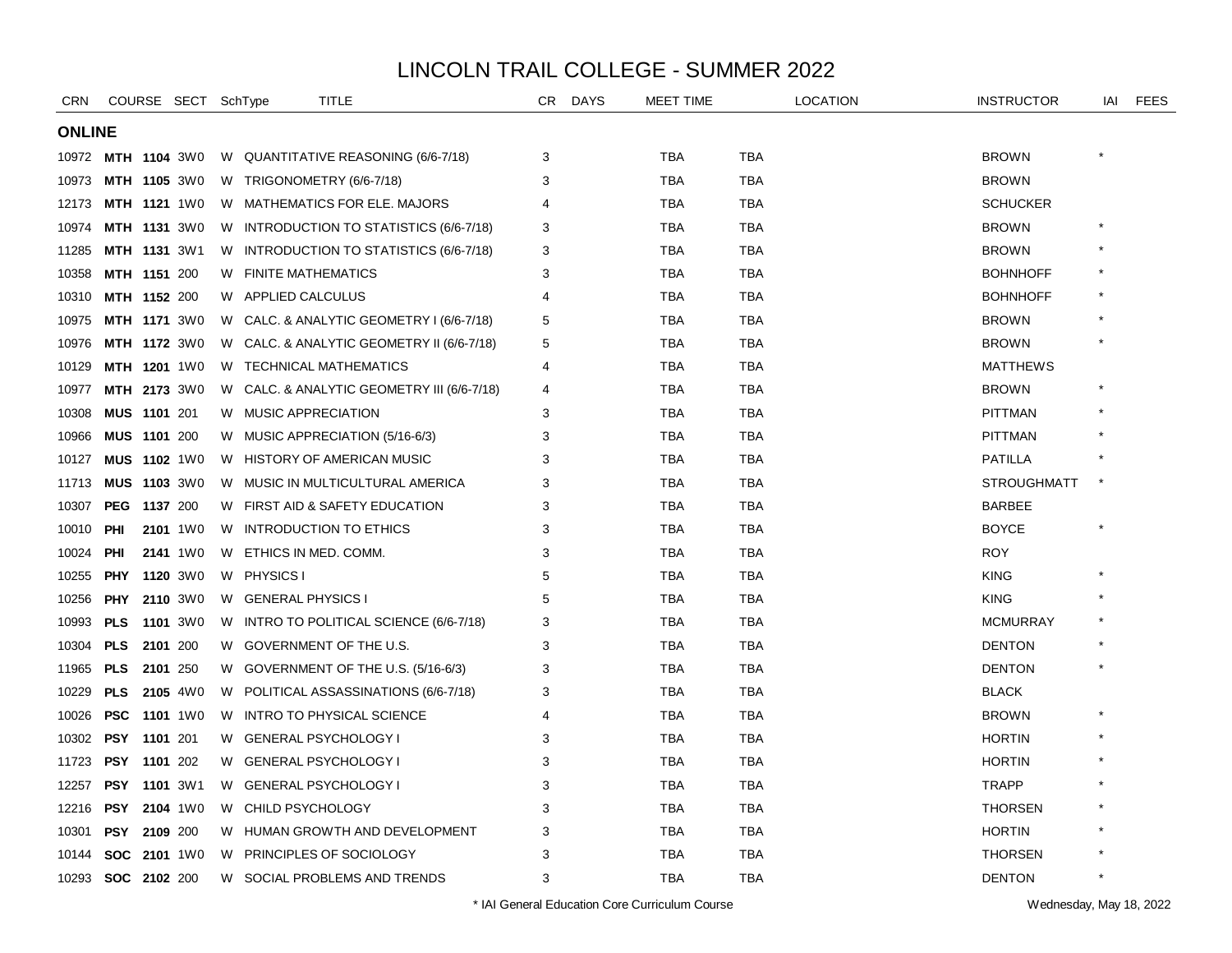# LINCOLN TRAIL COLLEGE - SUMMER 2022

| CRN | COURSE | | SECT | SchType | TITLE | CR | DAYS | MEET TIME | | LOCATION | INSTRUCTOR | IAI | FEES |
|---|---|---|---|---|---|---|---|---|---|---|---|---|---|
| **ONLINE** | | | | | | | | | | | | | |
| 10972 | **MTH** | **1104** | 3W0 | W | QUANTITATIVE REASONING (6/6-7/18) | 3 | | TBA | TBA | | BROWN | * | |
| 10973 | **MTH** | **1105** | 3W0 | W | TRIGONOMETRY (6/6-7/18) | 3 | | TBA | TBA | | BROWN | | |
| 12173 | **MTH** | **1121** | 1W0 | W | MATHEMATICS FOR ELE. MAJORS | 4 | | TBA | TBA | | SCHUCKER | | |
| 10974 | **MTH** | **1131** | 3W0 | W | INTRODUCTION TO STATISTICS (6/6-7/18) | 3 | | TBA | TBA | | BROWN | * | |
| 11285 | **MTH** | **1131** | 3W1 | W | INTRODUCTION TO STATISTICS (6/6-7/18) | 3 | | TBA | TBA | | BROWN | * | |
| 10358 | **MTH** | **1151** | 200 | W | FINITE MATHEMATICS | 3 | | TBA | TBA | | BOHNHOFF | * | |
| 10310 | **MTH** | **1152** | 200 | W | APPLIED CALCULUS | 4 | | TBA | TBA | | BOHNHOFF | * | |
| 10975 | **MTH** | **1171** | 3W0 | W | CALC. & ANALYTIC GEOMETRY I (6/6-7/18) | 5 | | TBA | TBA | | BROWN | * | |
| 10976 | **MTH** | **1172** | 3W0 | W | CALC. & ANALYTIC GEOMETRY II (6/6-7/18) | 5 | | TBA | TBA | | BROWN | * | |
| 10129 | **MTH** | **1201** | 1W0 | W | TECHNICAL MATHEMATICS | 4 | | TBA | TBA | | MATTHEWS | | |
| 10977 | **MTH** | **2173** | 3W0 | W | CALC. & ANALYTIC GEOMETRY III (6/6-7/18) | 4 | | TBA | TBA | | BROWN | * | |
| 10308 | **MUS** | **1101** | 201 | W | MUSIC APPRECIATION | 3 | | TBA | TBA | | PITTMAN | * | |
| 10966 | **MUS** | **1101** | 200 | W | MUSIC APPRECIATION (5/16-6/3) | 3 | | TBA | TBA | | PITTMAN | * | |
| 10127 | **MUS** | **1102** | 1W0 | W | HISTORY OF AMERICAN MUSIC | 3 | | TBA | TBA | | PATILLA | * | |
| 11713 | **MUS** | **1103** | 3W0 | W | MUSIC IN MULTICULTURAL AMERICA | 3 | | TBA | TBA | | STROUGHMATT | * | |
| 10307 | **PEG** | **1137** | 200 | W | FIRST AID & SAFETY EDUCATION | 3 | | TBA | TBA | | BARBEE | | |
| 10010 | **PHI** | **2101** | 1W0 | W | INTRODUCTION TO ETHICS | 3 | | TBA | TBA | | BOYCE | * | |
| 10024 | **PHI** | **2141** | 1W0 | W | ETHICS IN MED. COMM. | 3 | | TBA | TBA | | ROY | | |
| 10255 | **PHY** | **1120** | 3W0 | W | PHYSICS I | 5 | | TBA | TBA | | KING | * | |
| 10256 | **PHY** | **2110** | 3W0 | W | GENERAL PHYSICS I | 5 | | TBA | TBA | | KING | * | |
| 10993 | **PLS** | **1101** | 3W0 | W | INTRO TO POLITICAL SCIENCE (6/6-7/18) | 3 | | TBA | TBA | | MCMURRAY | * | |
| 10304 | **PLS** | **2101** | 200 | W | GOVERNMENT OF THE U.S. | 3 | | TBA | TBA | | DENTON | * | |
| 11965 | **PLS** | **2101** | 250 | W | GOVERNMENT OF THE U.S. (5/16-6/3) | 3 | | TBA | TBA | | DENTON | * | |
| 10229 | **PLS** | **2105** | 4W0 | W | POLITICAL ASSASSINATIONS (6/6-7/18) | 3 | | TBA | TBA | | BLACK | | |
| 10026 | **PSC** | **1101** | 1W0 | W | INTRO TO PHYSICAL SCIENCE | 4 | | TBA | TBA | | BROWN | * | |
| 10302 | **PSY** | **1101** | 201 | W | GENERAL PSYCHOLOGY I | 3 | | TBA | TBA | | HORTIN | * | |
| 11723 | **PSY** | **1101** | 202 | W | GENERAL PSYCHOLOGY I | 3 | | TBA | TBA | | HORTIN | * | |
| 12257 | **PSY** | **1101** | 3W1 | W | GENERAL PSYCHOLOGY I | 3 | | TBA | TBA | | TRAPP | * | |
| 12216 | **PSY** | **2104** | 1W0 | W | CHILD PSYCHOLOGY | 3 | | TBA | TBA | | THORSEN | * | |
| 10301 | **PSY** | **2109** | 200 | W | HUMAN GROWTH AND DEVELOPMENT | 3 | | TBA | TBA | | HORTIN | * | |
| 10144 | **SOC** | **2101** | 1W0 | W | PRINCIPLES OF SOCIOLOGY | 3 | | TBA | TBA | | THORSEN | * | |
| 10293 | **SOC** | **2102** | 200 | W | SOCIAL PROBLEMS AND TRENDS | 3 | | TBA | TBA | | DENTON | * | |

* IAI General Education Core Curriculum Course

Wednesday, May 18, 2022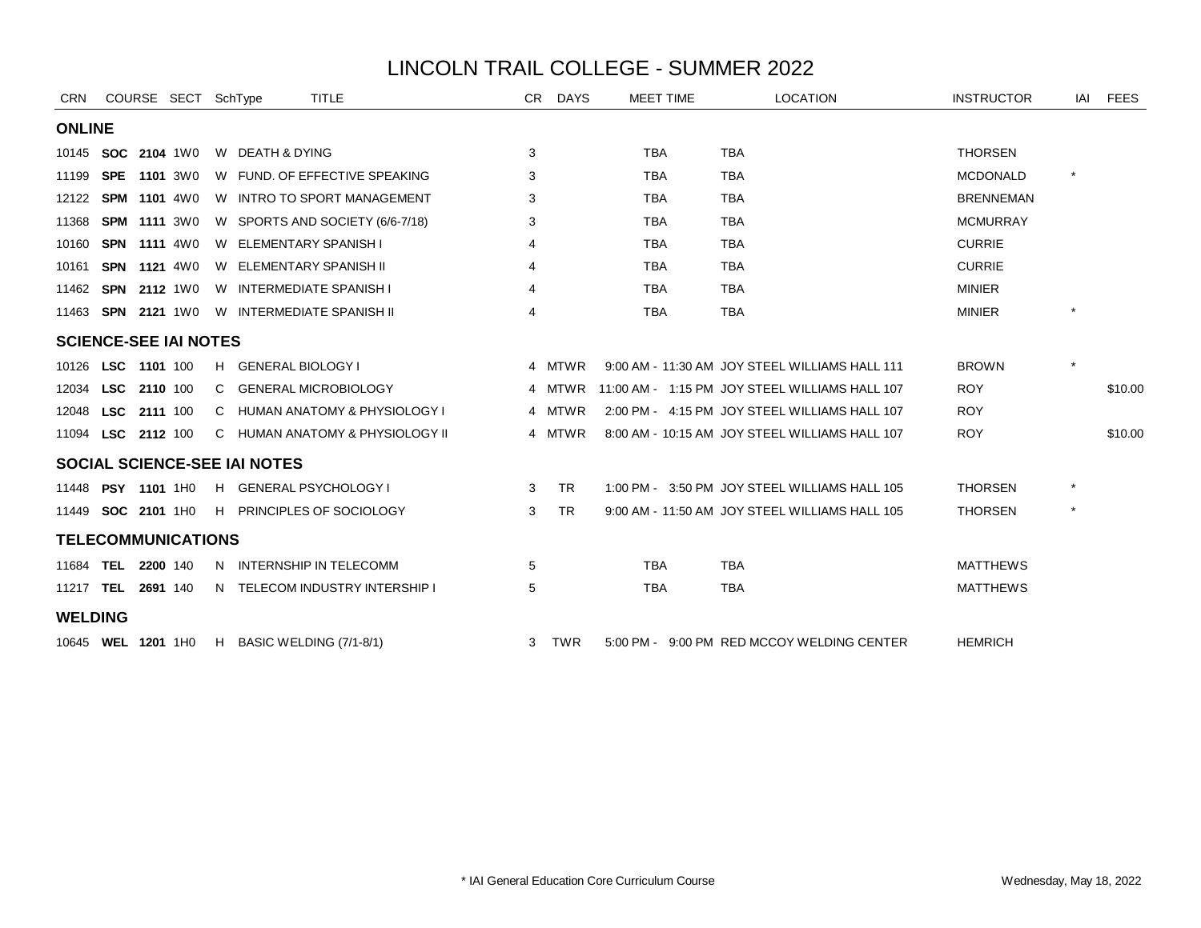# LINCOLN TRAIL COLLEGE - SUMMER 2022

| CRN | COURSE | | SECT | SchType | TITLE | CR | DAYS | MEET TIME | LOCATION | INSTRUCTOR | IAI | FEES |
|---|---|---|---|---|---|---|---|---|---|---|---|---|
| **ONLINE** | | | | | | | | | | | | |
| 10145 | **SOC** | **2104** | 1W0 | W | DEATH & DYING | 3 | | TBA | TBA | THORSEN | | |
| 11199 | **SPE** | **1101** | 3W0 | W | FUND. OF EFFECTIVE SPEAKING | 3 | | TBA | TBA | MCDONALD | * | |
| 12122 | **SPM** | **1101** | 4W0 | W | INTRO TO SPORT MANAGEMENT | 3 | | TBA | TBA | BRENNEMAN | | |
| 11368 | **SPM** | **1111** | 3W0 | W | SPORTS AND SOCIETY (6/6-7/18) | 3 | | TBA | TBA | MCMURRAY | | |
| 10160 | **SPN** | **1111** | 4W0 | W | ELEMENTARY SPANISH I | 4 | | TBA | TBA | CURRIE | | |
| 10161 | **SPN** | **1121** | 4W0 | W | ELEMENTARY SPANISH II | 4 | | TBA | TBA | CURRIE | | |
| 11462 | **SPN** | **2112** | 1W0 | W | INTERMEDIATE SPANISH I | 4 | | TBA | TBA | MINIER | | |
| 11463 | **SPN** | **2121** | 1W0 | W | INTERMEDIATE SPANISH II | 4 | | TBA | TBA | MINIER | * | |
| **SCIENCE-SEE IAI NOTES** | | | | | | | | | | | | |
| 10126 | **LSC** | **1101** | 100 | H | GENERAL BIOLOGY I | 4 | MTWR | 9:00 AM - 11:30 AM | JOY STEEL WILLIAMS HALL 111 | BROWN | * | |
| 12034 | **LSC** | **2110** | 100 | C | GENERAL MICROBIOLOGY | 4 | MTWR | 11:00 AM - 1:15 PM | JOY STEEL WILLIAMS HALL 107 | ROY | | $10.00 |
| 12048 | **LSC** | **2111** | 100 | C | HUMAN ANATOMY & PHYSIOLOGY I | 4 | MTWR | 2:00 PM - 4:15 PM | JOY STEEL WILLIAMS HALL 107 | ROY | | |
| 11094 | **LSC** | **2112** | 100 | C | HUMAN ANATOMY & PHYSIOLOGY II | 4 | MTWR | 8:00 AM - 10:15 AM | JOY STEEL WILLIAMS HALL 107 | ROY | | $10.00 |
| **SOCIAL SCIENCE-SEE IAI NOTES** | | | | | | | | | | | | |
| 11448 | **PSY** | **1101** | 1H0 | H | GENERAL PSYCHOLOGY I | 3 | TR | 1:00 PM - 3:50 PM | JOY STEEL WILLIAMS HALL 105 | THORSEN | * | |
| 11449 | **SOC** | **2101** | 1H0 | H | PRINCIPLES OF SOCIOLOGY | 3 | TR | 9:00 AM - 11:50 AM | JOY STEEL WILLIAMS HALL 105 | THORSEN | * | |
| **TELECOMMUNICATIONS** | | | | | | | | | | | | |
| 11684 | **TEL** | **2200** | 140 | N | INTERNSHIP IN TELECOMM | 5 | | TBA | TBA | MATTHEWS | | |
| 11217 | **TEL** | **2691** | 140 | N | TELECOM INDUSTRY INTERSHIP I | 5 | | TBA | TBA | MATTHEWS | | |
| **WELDING** | | | | | | | | | | | | |
| 10645 | **WEL** | **1201** | 1H0 | H | BASIC WELDING (7/1-8/1) | 3 | TWR | 5:00 PM - 9:00 PM | RED MCCOY WELDING CENTER | HEMRICH | | |

* IAI General Education Core Curriculum Course

Wednesday, May 18, 2022